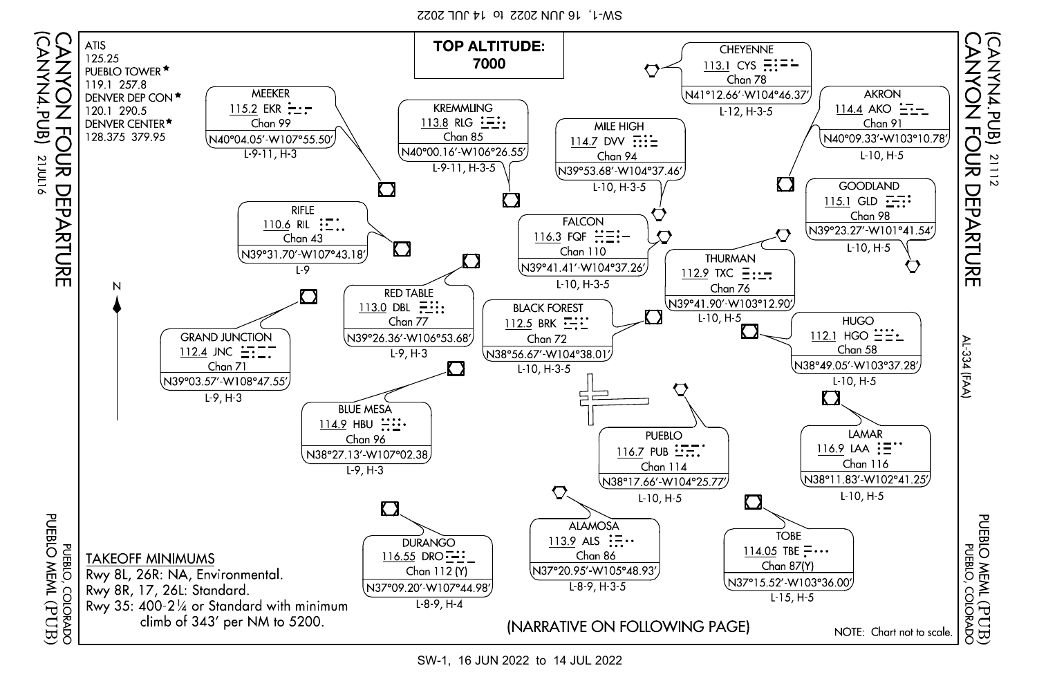# CANYON FOUR DEPARTURE (CANYN4.PUB)

PUEBLO, COLORADO
PUEBLO MEML (PUB)

ATIS
125.25
PUEBLO TOWER ★
119.1 257.8
DENVER DEP CON ★
120.1 290.5
DENVER CENTER ★
128.375 379.95

**TOP ALTITUDE:**
**7000**

| Facility | Frequency | Ident | Channel | Coordinates | Charts |
|---|---|---|---|---|---|
| MEEKER | 115.2 | EKR | Chan 99 | N40°04.05′-W107°55.50′ | L-9-11, H-3 |
| KREMMLING | 113.8 | RLG | Chan 85 | N40°00.16′-W106°26.55′ | L-9-11, H-3-5 |
| CHEYENNE | 113.1 | CYS | Chan 78 | N41°12.66′-W104°46.37′ | L-12, H-3-5 |
| AKRON | 114.4 | AKO | Chan 91 | N40°09.33′-W103°10.78′ | L-10, H-5 |
| MILE HIGH | 114.7 | DVV | Chan 94 | N39°53.68′-W104°37.46′ | L-10, H-3-5 |
| GOODLAND | 115.1 | GLD | Chan 98 | N39°23.27′-W101°41.54′ | L-10, H-5 |
| RIFLE | 110.6 | RIL | Chan 43 | N39°31.70′-W107°43.18′ | L-9 |
| FALCON | 116.3 | FQF | Chan 110 | N39°41.41′-W104°37.26′ | L-10, H-3-5 |
| THURMAN | 112.9 | TXC | Chan 76 | N39°41.90′-W103°12.90′ | L-10, H-5 |
| RED TABLE | 113.0 | DBL | Chan 77 | N39°26.36′-W106°53.68′ | L-9, H-3 |
| BLACK FOREST | 112.5 | BRK | Chan 72 | N38°56.67′-W104°38.01′ | L-10, H-3-5 |
| HUGO | 112.1 | HGO | Chan 58 | N38°49.05′-W103°37.28′ | L-10, H-5 |
| GRAND JUNCTION | 112.4 | JNC | Chan 71 | N39°03.57′-W108°47.55′ | L-9, H-3 |
| BLUE MESA | 114.9 | HBU | Chan 96 | N38°27.13′-W107°02.38 | L-9, H-3 |
| PUEBLO | 116.7 | PUB | Chan 114 | N38°17.66′-W104°25.77′ | L-10, H-5 |
| LAMAR | 116.9 | LAA | Chan 116 | N38°11.83′-W102°41.25′ | L-10, H-5 |
| DURANGO | 116.55 | DRO | Chan 112 (Y) | N37°09.20′-W107°44.98′ | L-8-9, H-4 |
| ALAMOSA | 113.9 | ALS | Chan 86 | N37°20.95′-W105°48.93′ | L-8-9, H-3-5 |
| TOBE | 114.05 | TBE | Chan 87(Y) | N37°15.52′-W103°36.00′ | L-15, H-5 |

**TAKEOFF MINIMUMS**
Rwy 8L, 26R: NA, Environmental.
Rwy 8R, 17, 26L: Standard.
Rwy 35: 400-2¼ or Standard with minimum climb of 343′ per NM to 5200.

(NARRATIVE ON FOLLOWING PAGE)

NOTE: Chart not to scale.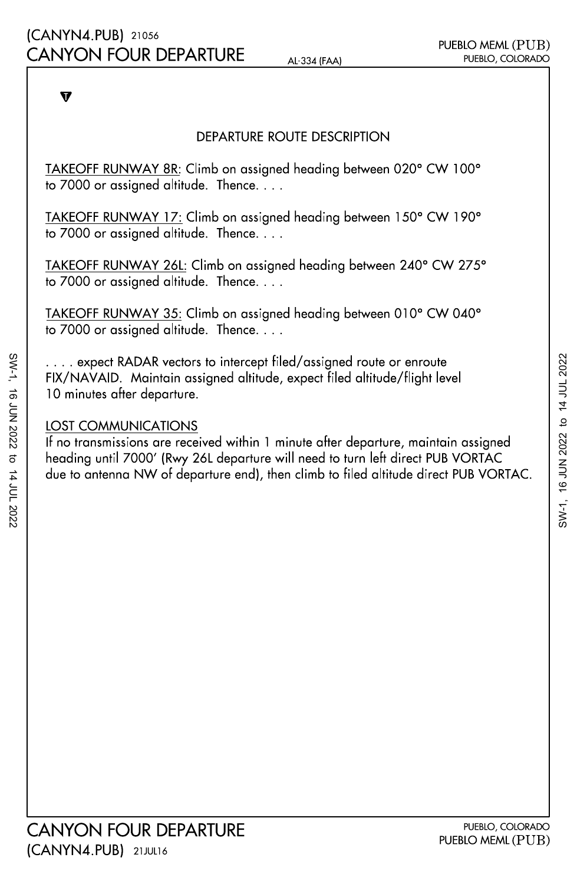# (CANYN4.PUB) 21056
# CANYON FOUR DEPARTURE

AL-334 (FAA)

PUEBLO MEML (PUB)
PUEBLO, COLORADO

▼

## DEPARTURE ROUTE DESCRIPTION

TAKEOFF RUNWAY 8R: Climb on assigned heading between 020° CW 100° to 7000 or assigned altitude. Thence. . . .

TAKEOFF RUNWAY 17: Climb on assigned heading between 150° CW 190° to 7000 or assigned altitude. Thence. . . .

TAKEOFF RUNWAY 26L: Climb on assigned heading between 240° CW 275° to 7000 or assigned altitude. Thence. . . .

TAKEOFF RUNWAY 35: Climb on assigned heading between 010° CW 040° to 7000 or assigned altitude. Thence. . . .

. . . . expect RADAR vectors to intercept filed/assigned route or enroute FIX/NAVAID. Maintain assigned altitude, expect filed altitude/flight level 10 minutes after departure.

LOST COMMUNICATIONS

If no transmissions are received within 1 minute after departure, maintain assigned heading until 7000′ (Rwy 26L departure will need to turn left direct PUB VORTAC due to antenna NW of departure end), then climb to filed altitude direct PUB VORTAC.